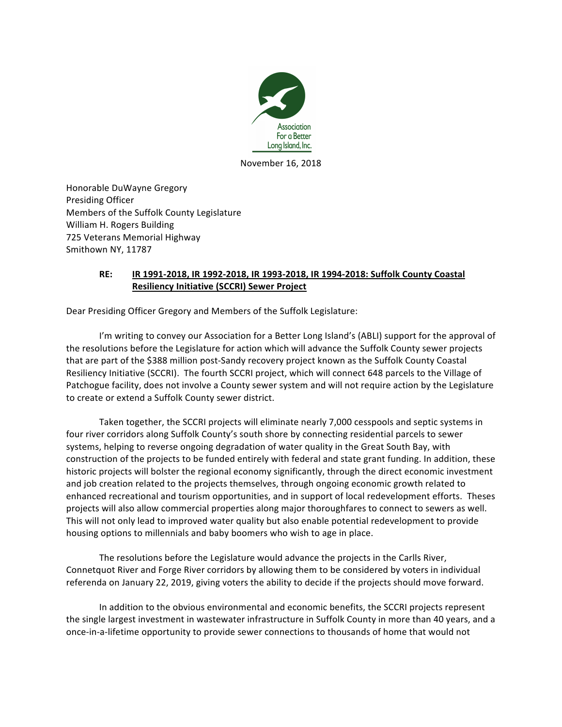Association For a Better Long Island, Inc.

November 16, 2018

Honorable DuWayne Gregory
Presiding Officer
Members of the Suffolk County Legislature
William H. Rogers Building
725 Veterans Memorial Highway
Smithown NY, 11787

**RE: <u>IR 1991-2018, IR 1992-2018, IR 1993-2018, IR 1994-2018: Suffolk County Coastal Resiliency Initiative (SCCRI) Sewer Project</u>**

Dear Presiding Officer Gregory and Members of the Suffolk Legislature:

I'm writing to convey our Association for a Better Long Island's (ABLI) support for the approval of the resolutions before the Legislature for action which will advance the Suffolk County sewer projects that are part of the $388 million post-Sandy recovery project known as the Suffolk County Coastal Resiliency Initiative (SCCRI). The fourth SCCRI project, which will connect 648 parcels to the Village of Patchogue facility, does not involve a County sewer system and will not require action by the Legislature to create or extend a Suffolk County sewer district.

Taken together, the SCCRI projects will eliminate nearly 7,000 cesspools and septic systems in four river corridors along Suffolk County's south shore by connecting residential parcels to sewer systems, helping to reverse ongoing degradation of water quality in the Great South Bay, with construction of the projects to be funded entirely with federal and state grant funding. In addition, these historic projects will bolster the regional economy significantly, through the direct economic investment and job creation related to the projects themselves, through ongoing economic growth related to enhanced recreational and tourism opportunities, and in support of local redevelopment efforts. Theses projects will also allow commercial properties along major thoroughfares to connect to sewers as well. This will not only lead to improved water quality but also enable potential redevelopment to provide housing options to millennials and baby boomers who wish to age in place.

The resolutions before the Legislature would advance the projects in the Carlls River, Connetquot River and Forge River corridors by allowing them to be considered by voters in individual referenda on January 22, 2019, giving voters the ability to decide if the projects should move forward.

In addition to the obvious environmental and economic benefits, the SCCRI projects represent the single largest investment in wastewater infrastructure in Suffolk County in more than 40 years, and a once-in-a-lifetime opportunity to provide sewer connections to thousands of home that would not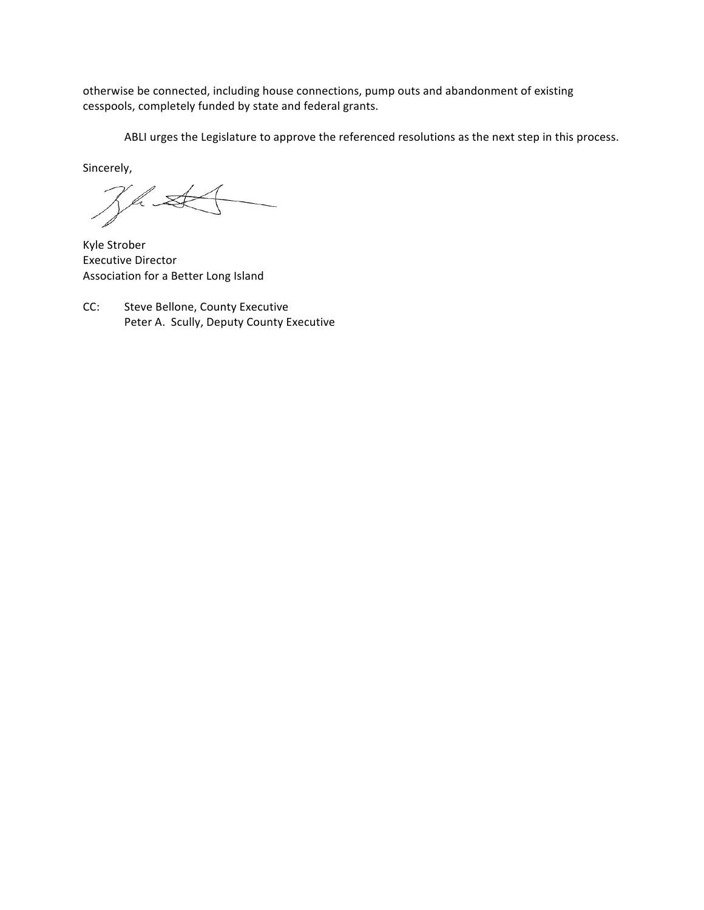otherwise be connected, including house connections, pump outs and abandonment of existing cesspools, completely funded by state and federal grants.

ABLI urges the Legislature to approve the referenced resolutions as the next step in this process.

Sincerely,

Kyle Strober
Executive Director
Association for a Better Long Island

CC: Steve Bellone, County Executive
Peter A. Scully, Deputy County Executive